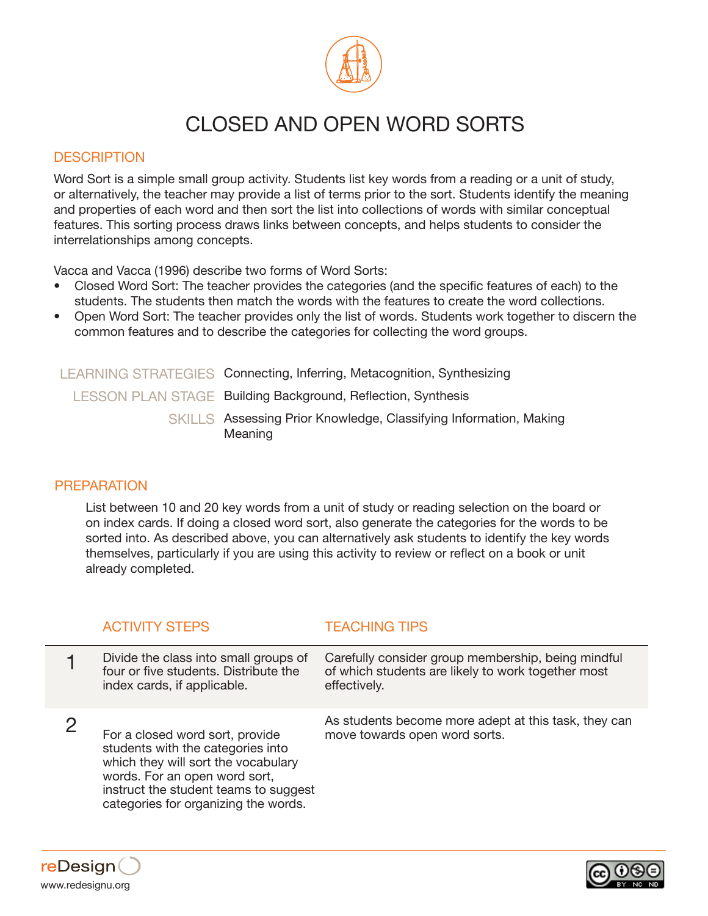# CLOSED AND OPEN WORD SORTS

## DESCRIPTION

Word Sort is a simple small group activity. Students list key words from a reading or a unit of study, or alternatively, the teacher may provide a list of terms prior to the sort. Students identify the meaning and properties of each word and then sort the list into collections of words with similar conceptual features. This sorting process draws links between concepts, and helps students to consider the interrelationships among concepts.

Vacca and Vacca (1996) describe two forms of Word Sorts:

- Closed Word Sort: The teacher provides the categories (and the specific features of each) to the students. The students then match the words with the features to create the word collections.
- Open Word Sort: The teacher provides only the list of words. Students work together to discern the common features and to describe the categories for collecting the word groups.

| | |
|---|---|
| LEARNING STRATEGIES | Connecting, Inferring, Metacognition, Synthesizing |
| LESSON PLAN STAGE | Building Background, Reflection, Synthesis |
| SKILLS | Assessing Prior Knowledge, Classifying Information, Making Meaning |

## PREPARATION

List between 10 and 20 key words from a unit of study or reading selection on the board or on index cards. If doing a closed word sort, also generate the categories for the words to be sorted into. As described above, you can alternatively ask students to identify the key words themselves, particularly if you are using this activity to review or reflect on a book or unit already completed.

| | ACTIVITY STEPS | TEACHING TIPS |
|---|---|---|
| 1 | Divide the class into small groups of four or five students. Distribute the index cards, if applicable. | Carefully consider group membership, being mindful of which students are likely to work together most effectively. |
| 2 | For a closed word sort, provide students with the categories into which they will sort the vocabulary words. For an open word sort, instruct the student teams to suggest categories for organizing the words. | As students become more adept at this task, they can move towards open word sorts. |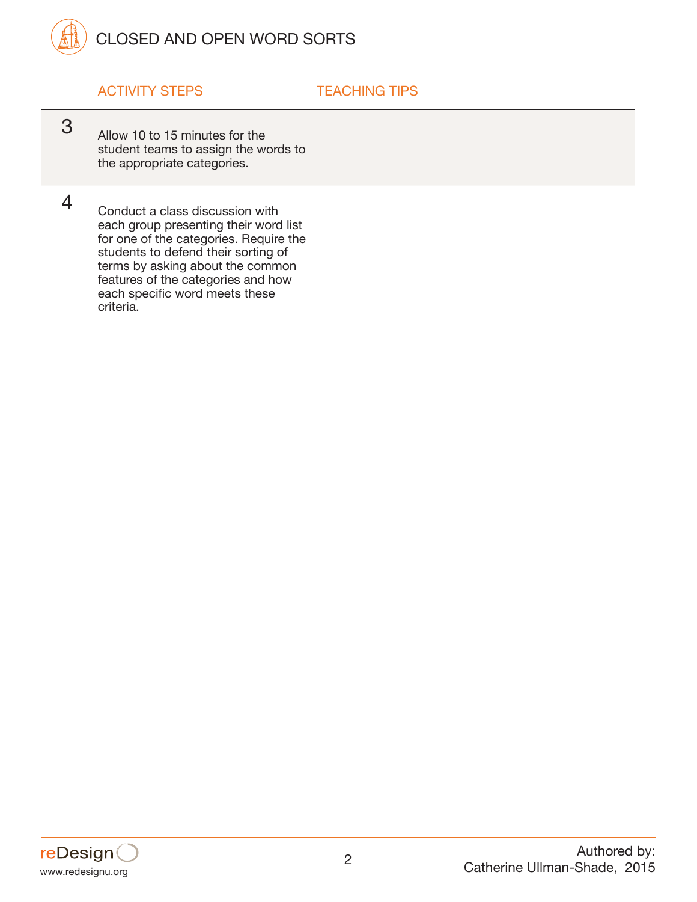# CLOSED AND OPEN WORD SORTS

| | ACTIVITY STEPS | TEACHING TIPS |
|---|---|---|
| 3 | Allow 10 to 15 minutes for the student teams to assign the words to the appropriate categories. | |
| 4 | Conduct a class discussion with each group presenting their word list for one of the categories. Require the students to defend their sorting of terms by asking about the common features of the categories and how each specific word meets these criteria. | |

reDesign
www.redesignu.org

Authored by:
Catherine Ullman-Shade, 2015